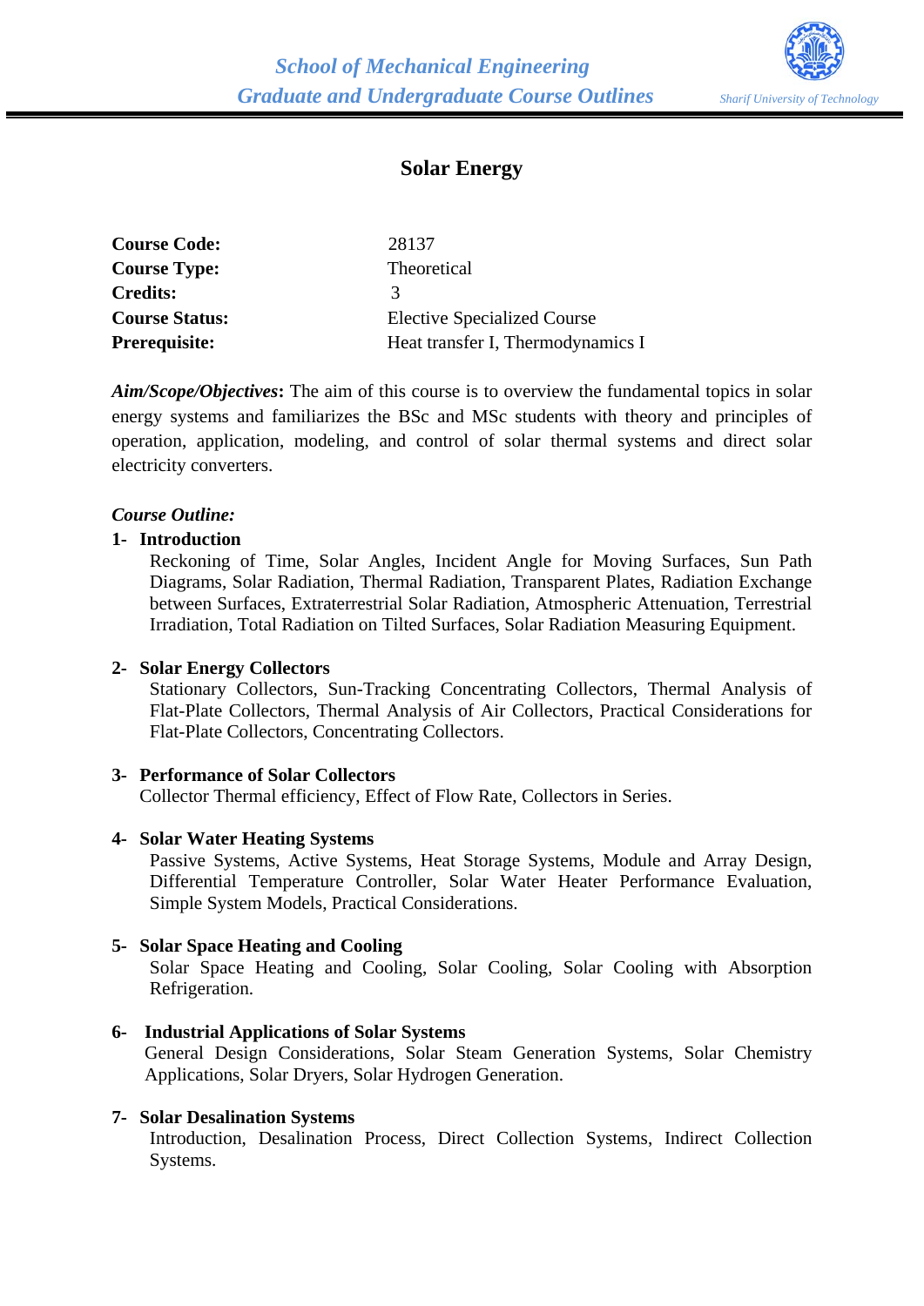# Solar Energy

| | |
|---|---|
| **Course Code:** | 28137 |
| **Course Type:** | Theoretical |
| **Credits:** | 3 |
| **Course Status:** | Elective Specialized Course |
| **Prerequisite:** | Heat transfer I, Thermodynamics I |

***Aim/Scope/Objectives*:** The aim of this course is to overview the fundamental topics in solar energy systems and familiarizes the BSc and MSc students with theory and principles of operation, application, modeling, and control of solar thermal systems and direct solar electricity converters.

***Course Outline:***

**1- Introduction**

Reckoning of Time, Solar Angles, Incident Angle for Moving Surfaces, Sun Path Diagrams, Solar Radiation, Thermal Radiation, Transparent Plates, Radiation Exchange between Surfaces, Extraterrestrial Solar Radiation, Atmospheric Attenuation, Terrestrial Irradiation, Total Radiation on Tilted Surfaces, Solar Radiation Measuring Equipment.

**2- Solar Energy Collectors**

Stationary Collectors, Sun-Tracking Concentrating Collectors, Thermal Analysis of Flat-Plate Collectors, Thermal Analysis of Air Collectors, Practical Considerations for Flat-Plate Collectors, Concentrating Collectors.

**3- Performance of Solar Collectors**

Collector Thermal efficiency, Effect of Flow Rate, Collectors in Series.

**4- Solar Water Heating Systems**

Passive Systems, Active Systems, Heat Storage Systems, Module and Array Design, Differential Temperature Controller, Solar Water Heater Performance Evaluation, Simple System Models, Practical Considerations.

**5- Solar Space Heating and Cooling**

Solar Space Heating and Cooling, Solar Cooling, Solar Cooling with Absorption Refrigeration.

**6- Industrial Applications of Solar Systems**

General Design Considerations, Solar Steam Generation Systems, Solar Chemistry Applications, Solar Dryers, Solar Hydrogen Generation.

**7- Solar Desalination Systems**

Introduction, Desalination Process, Direct Collection Systems, Indirect Collection Systems.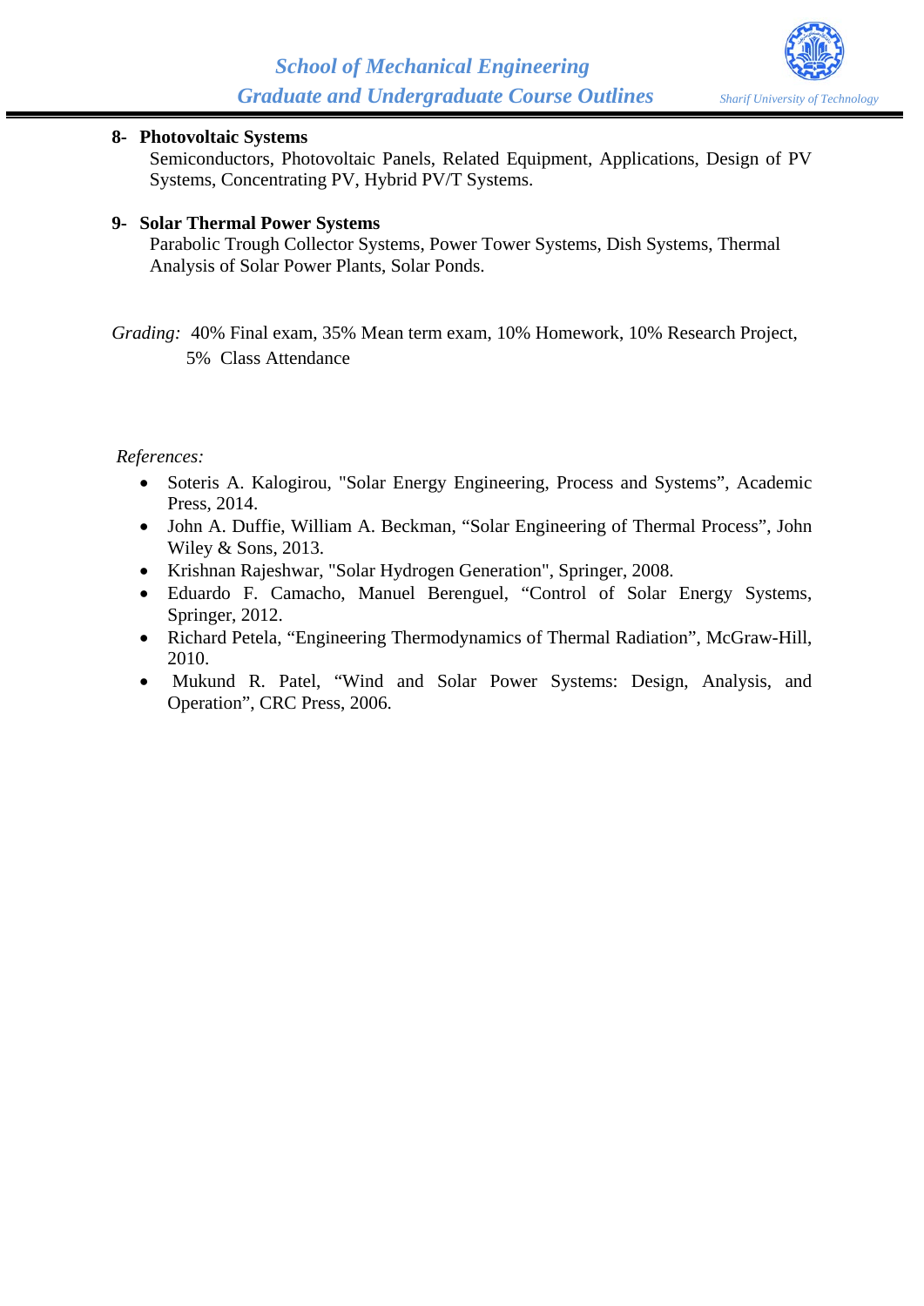**8- Photovoltaic Systems**

Semiconductors, Photovoltaic Panels, Related Equipment, Applications, Design of PV Systems, Concentrating PV, Hybrid PV/T Systems.

**9- Solar Thermal Power Systems**

Parabolic Trough Collector Systems, Power Tower Systems, Dish Systems, Thermal Analysis of Solar Power Plants, Solar Ponds.

*Grading:* 40% Final exam, 35% Mean term exam, 10% Homework, 10% Research Project, 5% Class Attendance

*References:*

- Soteris A. Kalogirou, "Solar Energy Engineering, Process and Systems", Academic Press, 2014.
- John A. Duffie, William A. Beckman, "Solar Engineering of Thermal Process", John Wiley & Sons, 2013.
- Krishnan Rajeshwar, "Solar Hydrogen Generation", Springer, 2008.
- Eduardo F. Camacho, Manuel Berenguel, "Control of Solar Energy Systems, Springer, 2012.
- Richard Petela, "Engineering Thermodynamics of Thermal Radiation", McGraw-Hill, 2010.
- Mukund R. Patel, "Wind and Solar Power Systems: Design, Analysis, and Operation", CRC Press, 2006.